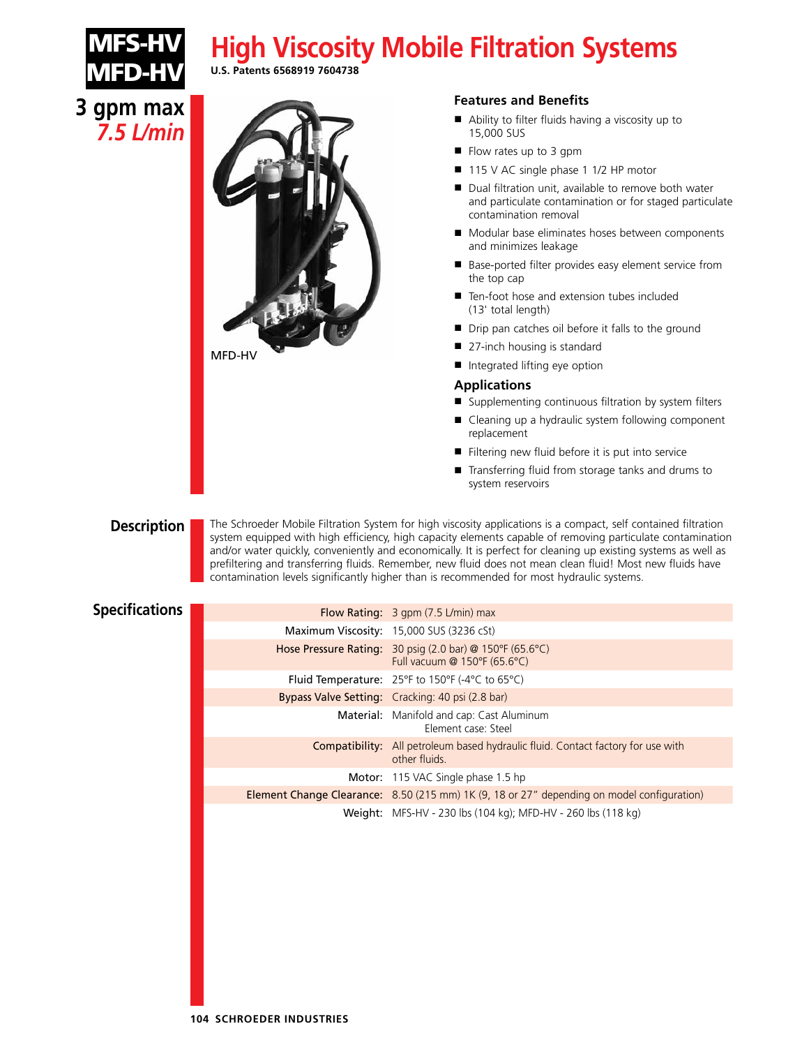# MFS-HV MFD-HV

# High Viscosity Mobile Filtration Systems

**U.S. Patents 6568919 7604738**

**3 gpm max**
***7.5 L/min***

MFD-HV

### Features and Benefits

- Ability to filter fluids having a viscosity up to 15,000 SUS
- Flow rates up to 3 gpm
- 115 V AC single phase 1 1/2 HP motor
- Dual filtration unit, available to remove both water and particulate contamination or for staged particulate contamination removal
- Modular base eliminates hoses between components and minimizes leakage
- Base-ported filter provides easy element service from the top cap
- Ten-foot hose and extension tubes included (13' total length)
- Drip pan catches oil before it falls to the ground
- 27-inch housing is standard
- Integrated lifting eye option

### Applications

- Supplementing continuous filtration by system filters
- Cleaning up a hydraulic system following component replacement
- Filtering new fluid before it is put into service
- Transferring fluid from storage tanks and drums to system reservoirs

## Description

The Schroeder Mobile Filtration System for high viscosity applications is a compact, self contained filtration system equipped with high efficiency, high capacity elements capable of removing particulate contamination and/or water quickly, conveniently and economically. It is perfect for cleaning up existing systems as well as prefiltering and transferring fluids. Remember, new fluid does not mean clean fluid! Most new fluids have contamination levels significantly higher than is recommended for most hydraulic systems.

## Specifications

| | |
|---|---|
| Flow Rating: | 3 gpm (7.5 L/min) max |
| Maximum Viscosity: | 15,000 SUS (3236 cSt) |
| Hose Pressure Rating: | 30 psig (2.0 bar) @ 150°F (65.6°C)<br>Full vacuum @ 150°F (65.6°C) |
| Fluid Temperature: | 25°F to 150°F (-4°C to 65°C) |
| Bypass Valve Setting: | Cracking: 40 psi (2.8 bar) |
| Material: | Manifold and cap: Cast Aluminum<br>Element case: Steel |
| Compatibility: | All petroleum based hydraulic fluid. Contact factory for use with other fluids. |
| Motor: | 115 VAC Single phase 1.5 hp |
| Element Change Clearance: | 8.50 (215 mm) 1K (9, 18 or 27" depending on model configuration) |
| Weight: | MFS-HV - 230 lbs (104 kg); MFD-HV - 260 lbs (118 kg) |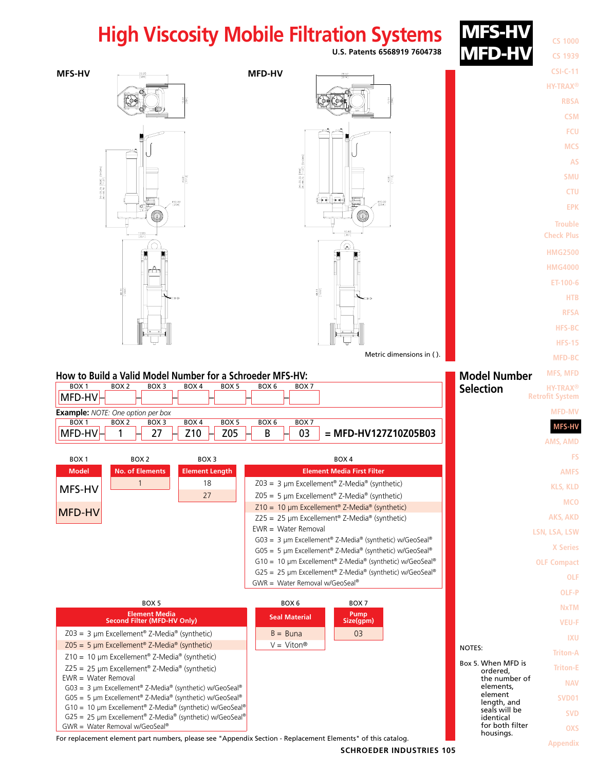# High Viscosity Mobile Filtration Systems

U.S. Patents 6568919 7604738

**MFS-HV**
**MFD-HV**

MFS-HV

MFD-HV

Metric dimensions in ( ).

## Model Number Selection

### How to Build a Valid Model Number for a Schroeder MFS-HV:

| BOX 1 | BOX 2 | BOX 3 | BOX 4 | BOX 5 | BOX 6 | BOX 7 |
|---|---|---|---|---|---|---|
| MFD-HV | | | | | | |

**Example:** *NOTE: One option per box*

| BOX 1 | BOX 2 | BOX 3 | BOX 4 | BOX 5 | BOX 6 | BOX 7 | |
|---|---|---|---|---|---|---|---|
| MFD-HV | 1 | 27 | Z10 | Z05 | B | 03 | = MFD-HV127Z10Z05B03 |

| BOX 1 Model | BOX 2 No. of Elements | BOX 3 Element Length | BOX 4 Element Media First Filter |
|---|---|---|---|
| MFS-HV | 1 | 18 | Z03 = 3 μm Excellement® Z-Media® (synthetic) |
| MFD-HV | | 27 | Z05 = 5 μm Excellement® Z-Media® (synthetic) |
| | | | Z10 = 10 μm Excellement® Z-Media® (synthetic) |
| | | | Z25 = 25 μm Excellement® Z-Media® (synthetic) |
| | | | EWR = Water Removal |
| | | | G03 = 3 μm Excellement® Z-Media® (synthetic) w/GeoSeal® |
| | | | G05 = 5 μm Excellement® Z-Media® (synthetic) w/GeoSeal® |
| | | | G10 = 10 μm Excellement® Z-Media® (synthetic) w/GeoSeal® |
| | | | G25 = 25 μm Excellement® Z-Media® (synthetic) w/GeoSeal® |
| | | | GWR = Water Removal w/GeoSeal® |

| BOX 5 Element Media Second Filter (MFD-HV Only) | BOX 6 Seal Material | BOX 7 Pump Size(gpm) |
|---|---|---|
| Z03 = 3 μm Excellement® Z-Media® (synthetic) | B = Buna | 03 |
| Z05 = 5 μm Excellement® Z-Media® (synthetic) | V = Viton® | |
| Z10 = 10 μm Excellement® Z-Media® (synthetic) | | |
| Z25 = 25 μm Excellement® Z-Media® (synthetic) | | |
| EWR = Water Removal | | |
| G03 = 3 μm Excellement® Z-Media® (synthetic) w/GeoSeal® | | |
| G05 = 5 μm Excellement® Z-Media® (synthetic) w/GeoSeal® | | |
| G10 = 10 μm Excellement® Z-Media® (synthetic) w/GeoSeal® | | |
| G25 = 25 μm Excellement® Z-Media® (synthetic) w/GeoSeal® | | |
| GWR = Water Removal w/GeoSeal® | | |

NOTES:

Box 5. When MFD is ordered, the number of elements, element length, and seals will be identical for both filter housings.

For replacement element part numbers, please see "Appendix Section - Replacement Elements" of this catalog.